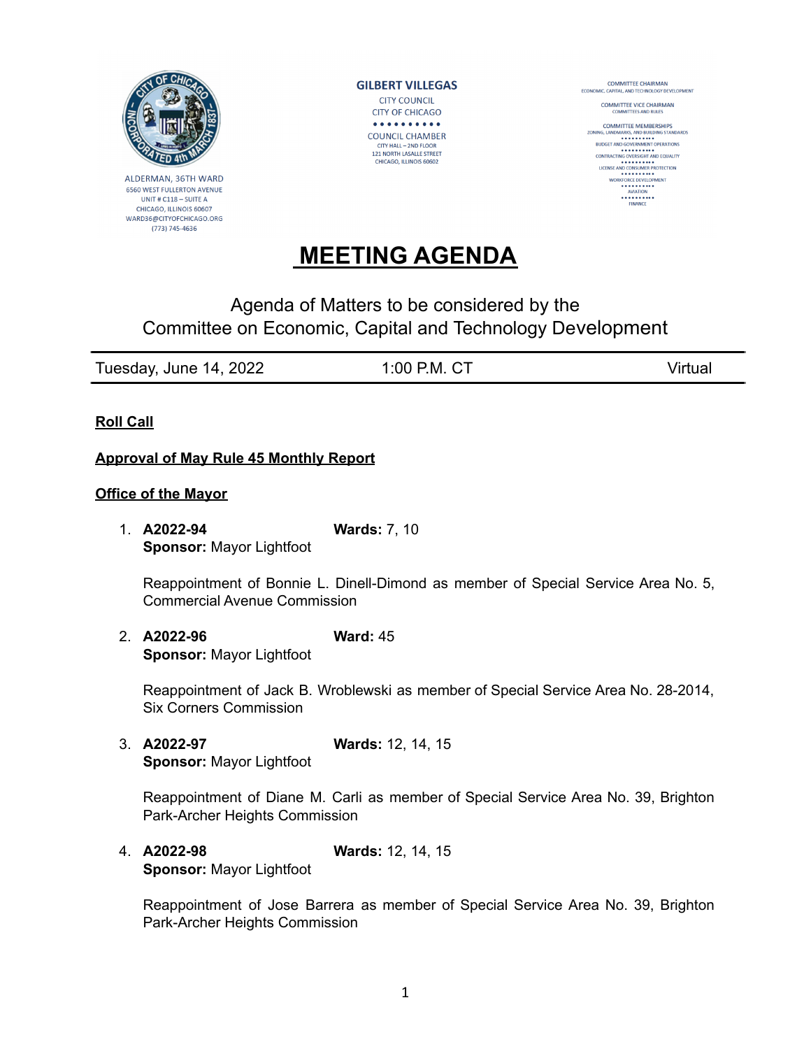ALDERMAN, 36TH WARD
6560 WEST FULLERTON AVENUE
UNIT # C118 – SUITE A
CHICAGO, ILLINOIS 60607
WARD36@CITYOFCHICAGO.ORG
(773) 745-4636

**GILBERT VILLEGAS**
CITY COUNCIL
CITY OF CHICAGO
• • • • • • • • • •
COUNCIL CHAMBER
CITY HALL – 2ND FLOOR
121 NORTH LASALLE STREET
CHICAGO, ILLINOIS 60602

COMMITTEE CHAIRMAN
ECONOMIC, CAPITAL, AND TECHNOLOGY DEVELOPMENT

COMMITTEE VICE CHAIRMAN
COMMITTEES AND RULES

COMMITTEE MEMBERSHIPS
ZONING, LANDMARKS, AND BUILDING STANDARDS
• • • • • • • • •
BUDGET AND GOVERNMENT OPERATIONS
• • • • • • • • •
CONTRACTING OVERSIGHT AND EQUALITY
• • • • • • • • •
LICENSE AND CONSUMER PROTECTION
• • • • • • • • •
WORKFORCE DEVELOPMENT
• • • • • • • • •
AVIATION
• • • • • • • • •
FINANCE

# MEETING AGENDA

Agenda of Matters to be considered by the
Committee on Economic, Capital and Technology Development

| Tuesday, June 14, 2022 | 1:00 P.M. CT | Virtual |
|---|---|---|

## Roll Call

## Approval of May Rule 45 Monthly Report

## Office of the Mayor

1. **A2022-94** **Wards:** 7, 10
   **Sponsor:** Mayor Lightfoot

   Reappointment of Bonnie L. Dinell-Dimond as member of Special Service Area No. 5, Commercial Avenue Commission

2. **A2022-96** **Ward:** 45
   **Sponsor:** Mayor Lightfoot

   Reappointment of Jack B. Wroblewski as member of Special Service Area No. 28-2014, Six Corners Commission

3. **A2022-97** **Wards:** 12, 14, 15
   **Sponsor:** Mayor Lightfoot

   Reappointment of Diane M. Carli as member of Special Service Area No. 39, Brighton Park-Archer Heights Commission

4. **A2022-98** **Wards:** 12, 14, 15
   **Sponsor:** Mayor Lightfoot

   Reappointment of Jose Barrera as member of Special Service Area No. 39, Brighton Park-Archer Heights Commission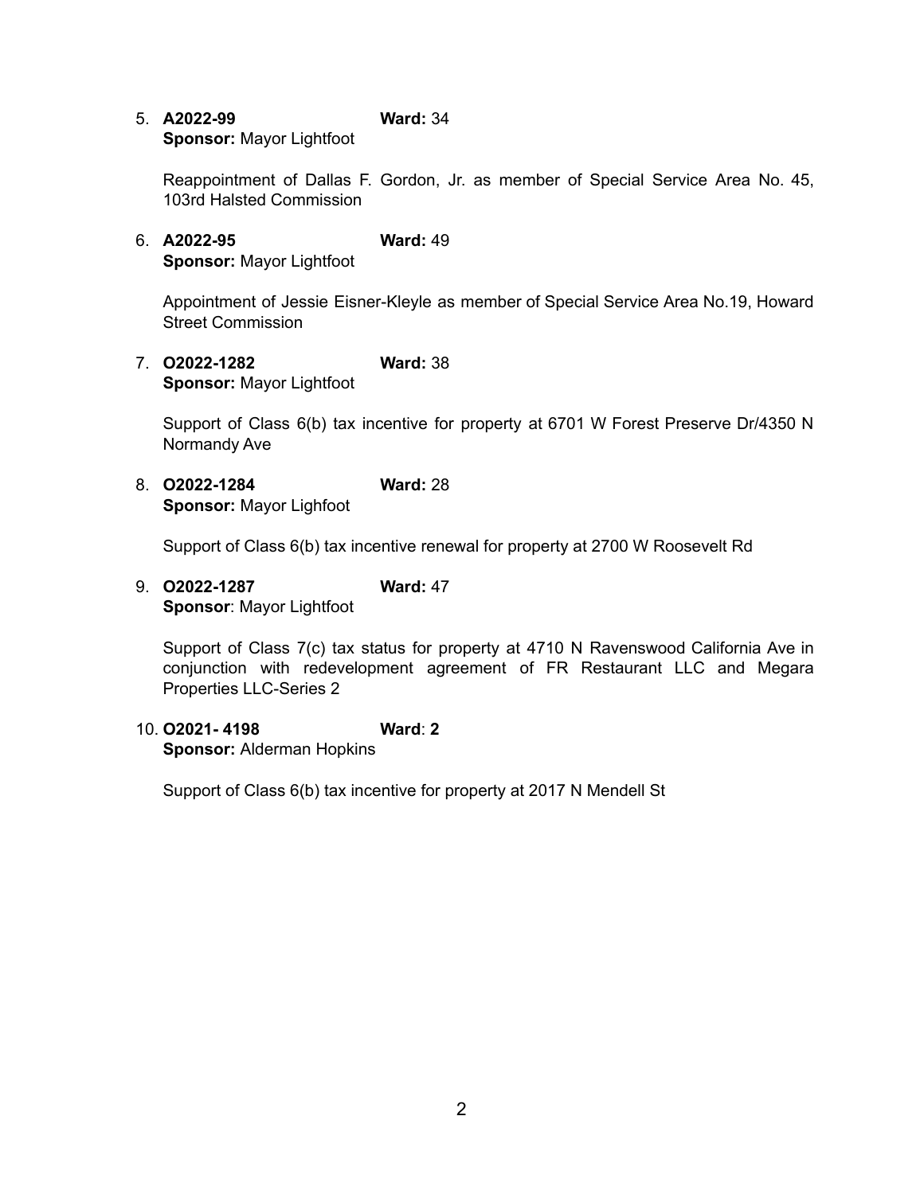5. **A2022-99** **Ward:** 34
   **Sponsor:** Mayor Lightfoot

   Reappointment of Dallas F. Gordon, Jr. as member of Special Service Area No. 45, 103rd Halsted Commission

6. **A2022-95** **Ward:** 49
   **Sponsor:** Mayor Lightfoot

   Appointment of Jessie Eisner-Kleyle as member of Special Service Area No.19, Howard Street Commission

7. **O2022-1282** **Ward:** 38
   **Sponsor:** Mayor Lightfoot

   Support of Class 6(b) tax incentive for property at 6701 W Forest Preserve Dr/4350 N Normandy Ave

8. **O2022-1284** **Ward:** 28
   **Sponsor:** Mayor Lighfoot

   Support of Class 6(b) tax incentive renewal for property at 2700 W Roosevelt Rd

9. **O2022-1287** **Ward:** 47
   **Sponsor**: Mayor Lightfoot

   Support of Class 7(c) tax status for property at 4710 N Ravenswood California Ave in conjunction with redevelopment agreement of FR Restaurant LLC and Megara Properties LLC-Series 2

10. **O2021- 4198** **Ward**: **2**
    **Sponsor:** Alderman Hopkins

    Support of Class 6(b) tax incentive for property at 2017 N Mendell St